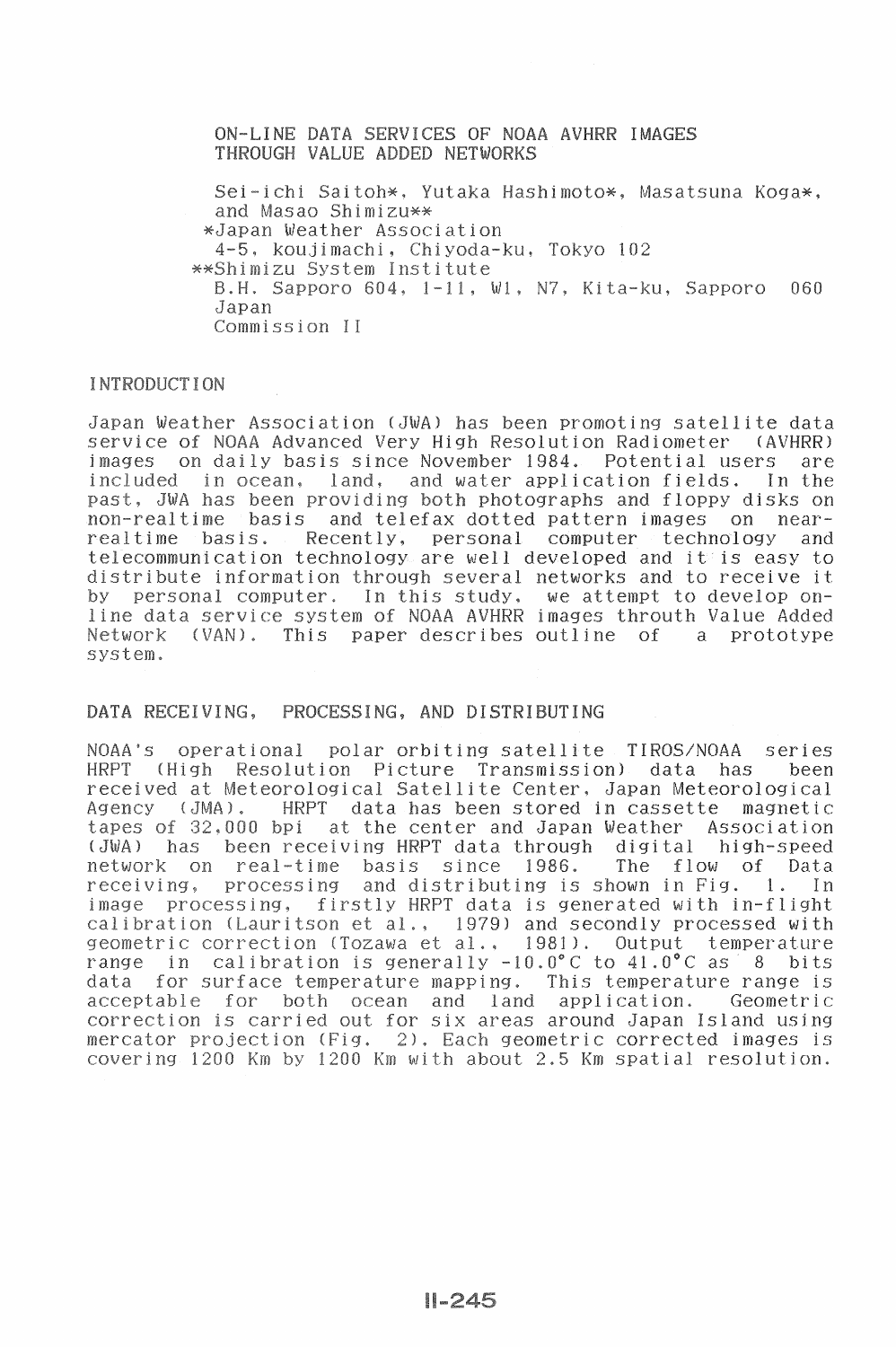# ON-LINE DATA SERVICES OF NOAA AVHRR IMAGES THROUGH VALUE ADDED NETWORKS

Sei-ichi Saitoh*, Yutaka Hashimoto*, Masatsuna Koga*, and Masao Shimizu**

*Japan Weather Association
4-5, koujimachi, Chiyoda-ku, Tokyo 102

**Shimizu System Institute
B.H. Sapporo 604, 1-11, W1, N7, Kita-ku, Sapporo 060
Japan

Commission II

## INTRODUCTION

Japan Weather Association (JWA) has been promoting satellite data service of NOAA Advanced Very High Resolution Radiometer (AVHRR) images on daily basis since November 1984. Potential users are included in ocean, land, and water application fields. In the past, JWA has been providing both photographs and floppy disks on non-realtime basis and telefax dotted pattern images on near-realtime basis. Recently, personal computer technology and telecommunication technology are well developed and it is easy to distribute information through several networks and to receive it by personal computer. In this study, we attempt to develop on-line data service system of NOAA AVHRR images throuth Value Added Network (VAN). This paper describes outline of a prototype system.

## DATA RECEIVING, PROCESSING, AND DISTRIBUTING

NOAA's operational polar orbiting satellite TIROS/NOAA series HRPT (High Resolution Picture Transmission) data has been received at Meteorological Satellite Center, Japan Meteorological Agency (JMA). HRPT data has been stored in cassette magnetic tapes of 32,000 bpi at the center and Japan Weather Association (JWA) has been receiving HRPT data through digital high-speed network on real-time basis since 1986. The flow of Data receiving, processing and distributing is shown in Fig. 1. In image processing, firstly HRPT data is generated with in-flight calibration (Lauritson et al., 1979) and secondly processed with geometric correction (Tozawa et al., 1981). Output temperature range in calibration is generally -10.0°C to 41.0°C as 8 bits data for surface temperature mapping. This temperature range is acceptable for both ocean and land application. Geometric correction is carried out for six areas around Japan Island using mercator projection (Fig. 2). Each geometric corrected images is covering 1200 Km by 1200 Km with about 2.5 Km spatial resolution.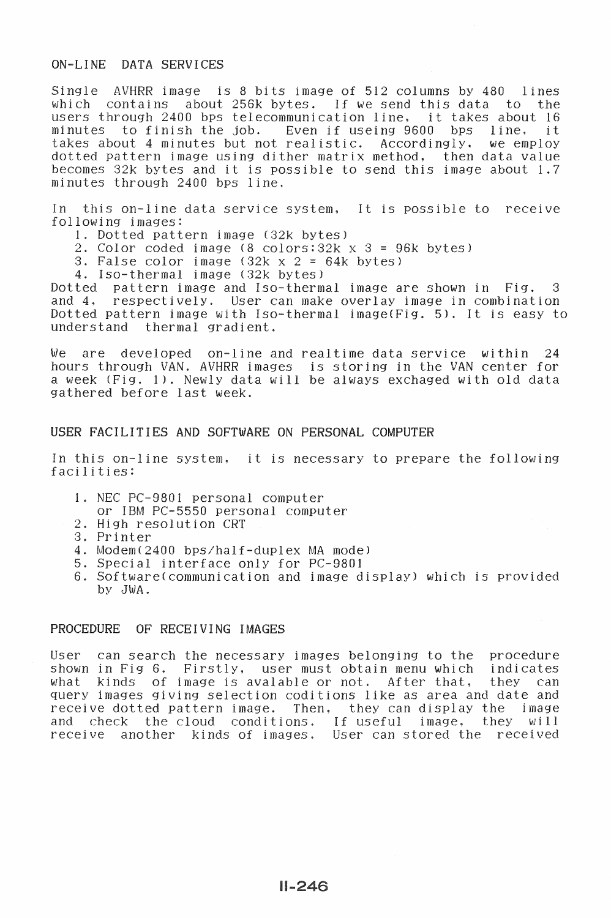## ON-LINE DATA SERVICES

Single AVHRR image is 8 bits image of 512 columns by 480 lines which contains about 256k bytes. If we send this data to the users through 2400 bps telecommunication line, it takes about 16 minutes to finish the job. Even if useing 9600 bps line, it takes about 4 minutes but not realistic. Accordingly, we employ dotted pattern image using dither matrix method, then data value becomes 32k bytes and it is possible to send this image about 1.7 minutes through 2400 bps line.

In this on-line data service system, It is possible to receive following images:

1. Dotted pattern image (32k bytes)
2. Color coded image (8 colors:32k x 3 = 96k bytes)
3. False color image (32k x 2 = 64k bytes)
4. Iso-thermal image (32k bytes)

Dotted pattern image and Iso-thermal image are shown in Fig. 3 and 4, respectively. User can make overlay image in combination Dotted pattern image with Iso-thermal image(Fig. 5). It is easy to understand thermal gradient.

We are developed on-line and realtime data service within 24 hours through VAN. AVHRR images is storing in the VAN center for a week (Fig. 1). Newly data will be always exchaged with old data gathered before last week.

## USER FACILITIES AND SOFTWARE ON PERSONAL COMPUTER

In this on-line system, it is necessary to prepare the following facilities:

1. NEC PC-9801 personal computer
   or IBM PC-5550 personal computer
2. High resolution CRT
3. Printer
4. Modem(2400 bps/half-duplex MA mode)
5. Special interface only for PC-9801
6. Software(communication and image display) which is provided by JWA.

## PROCEDURE OF RECEIVING IMAGES

User can search the necessary images belonging to the procedure shown in Fig 6. Firstly, user must obtain menu which indicates what kinds of image is avalable or not. After that, they can query images giving selection coditions like as area and date and receive dotted pattern image. Then, they can display the image and check the cloud conditions. If useful image, they will receive another kinds of images. User can stored the received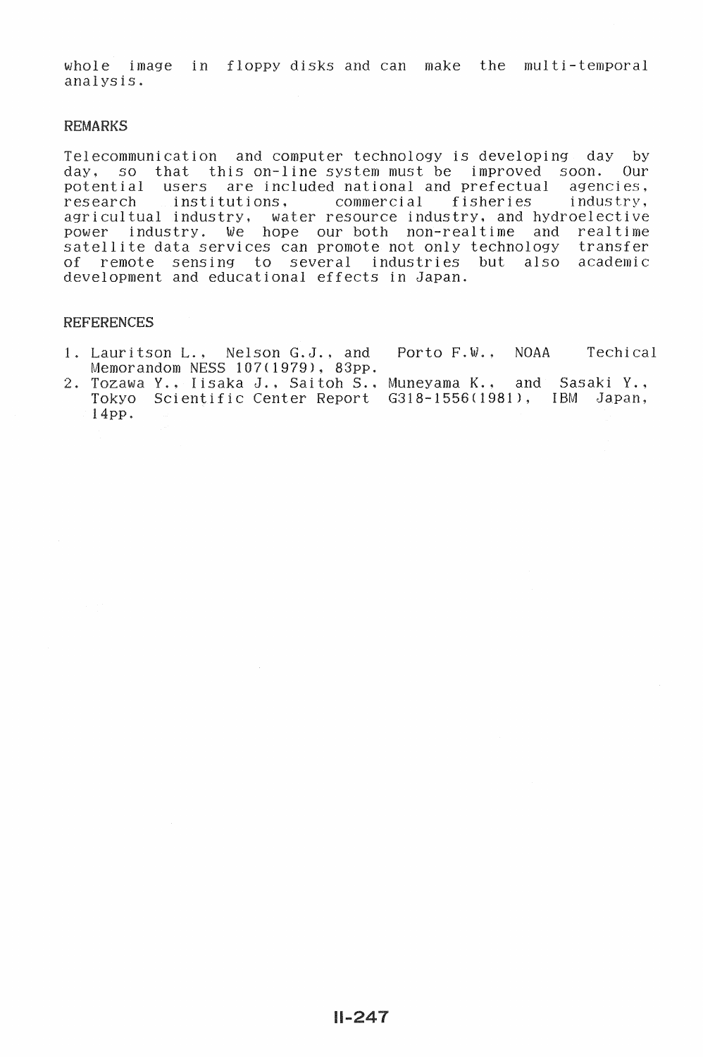whole image in floppy disks and can make the multi-temporal analysis.

## REMARKS

Telecommunication and computer technology is developing day by day, so that this on-line system must be improved soon. Our potential users are included national and prefectual agencies, research institutions, commercial fisheries industry, agricultual industry, water resource industry, and hydroelective power industry. We hope our both non-realtime and realtime satellite data services can promote not only technology transfer of remote sensing to several industries but also academic development and educational effects in Japan.

## REFERENCES

1. Lauritson L., Nelson G.J., and Porto F.W., NOAA Techical Memorandom NESS 107(1979), 83pp.
2. Tozawa Y., Iisaka J., Saitoh S., Muneyama K., and Sasaki Y., Tokyo Scientific Center Report G318-1556(1981), IBM Japan, 14pp.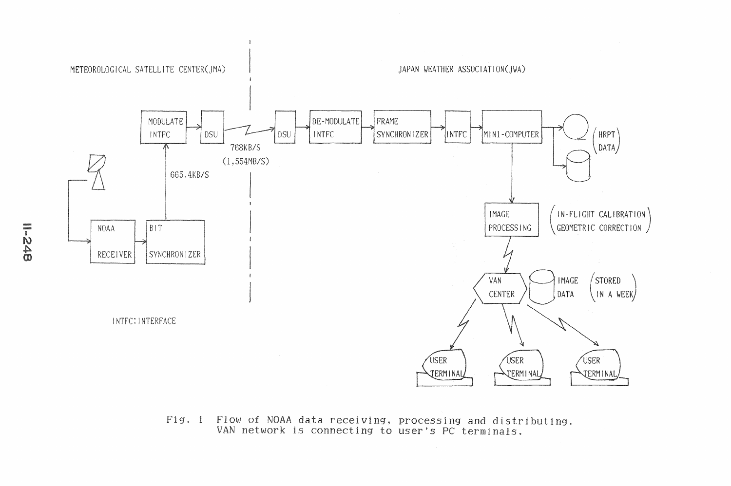METEOROLOGICAL SATELLITE CENTER(JMA)

JAPAN WEATHER ASSOCIATION(JWA)

NOAA RECEIVER → BIT SYNCHRONIZER → 665.4KB/S → MODULATE INTFC → DSU → 768KB/S (1.554MB/S) → DSU → DE-MODULATE INTFC → FRAME SYNCHRONIZER → INTFC → MINI-COMPUTER → (HRPT DATA)

MINI-COMPUTER → IMAGE PROCESSING (IN-FLIGHT CALIBRATION GEOMETRIC CORRECTION) → VAN CENTER — IMAGE DATA (STORED IN A WEEK) → USER TERMINAL, USER TERMINAL, USER TERMINAL

INTFC: INTERFACE

Fig. 1 Flow of NOAA data receiving, processing and distributing. VAN network is connecting to user's PC terminals.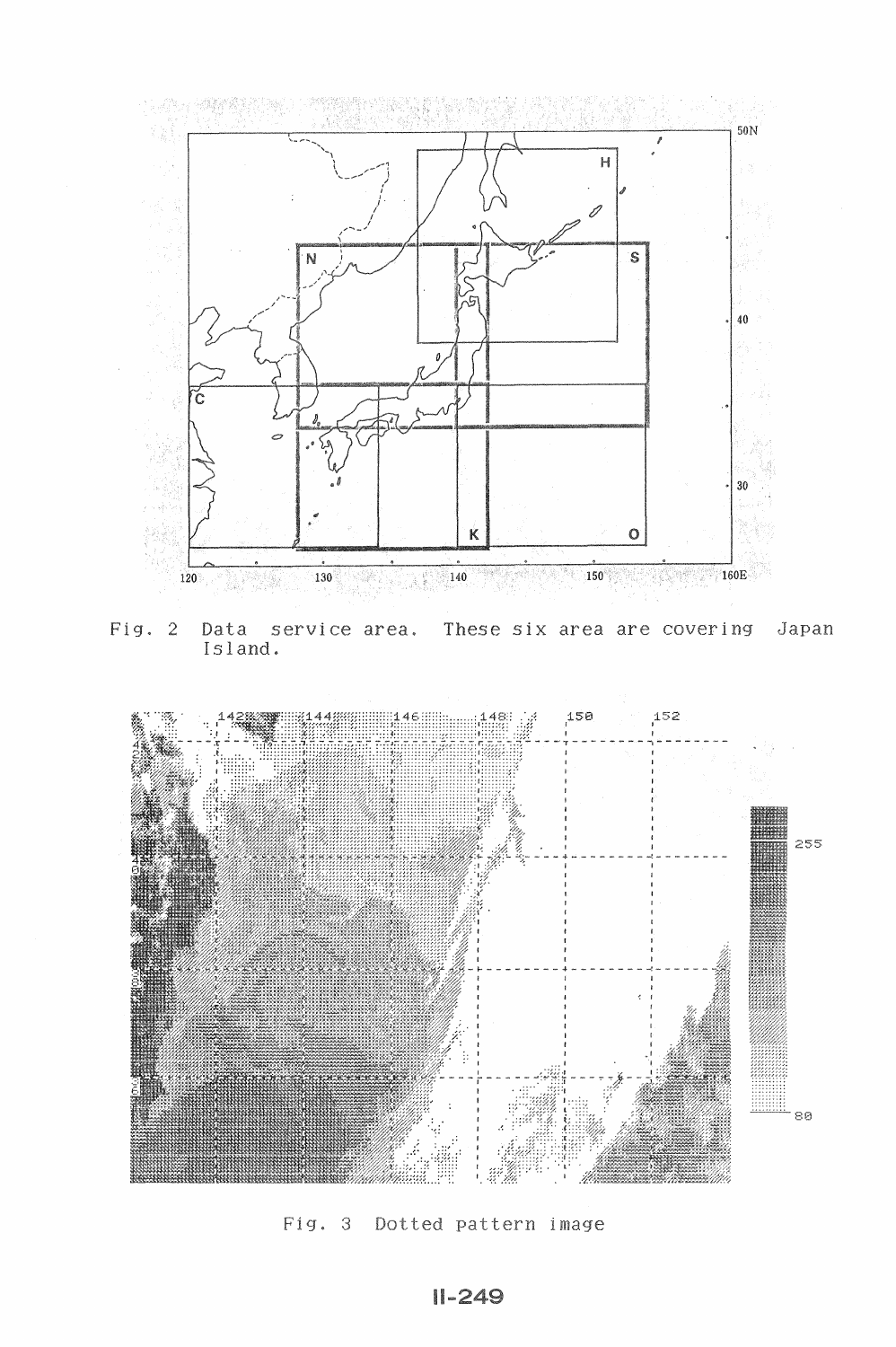Fig. 2 Data service area. These six area are covering Japan Island.

Fig. 3 Dotted pattern image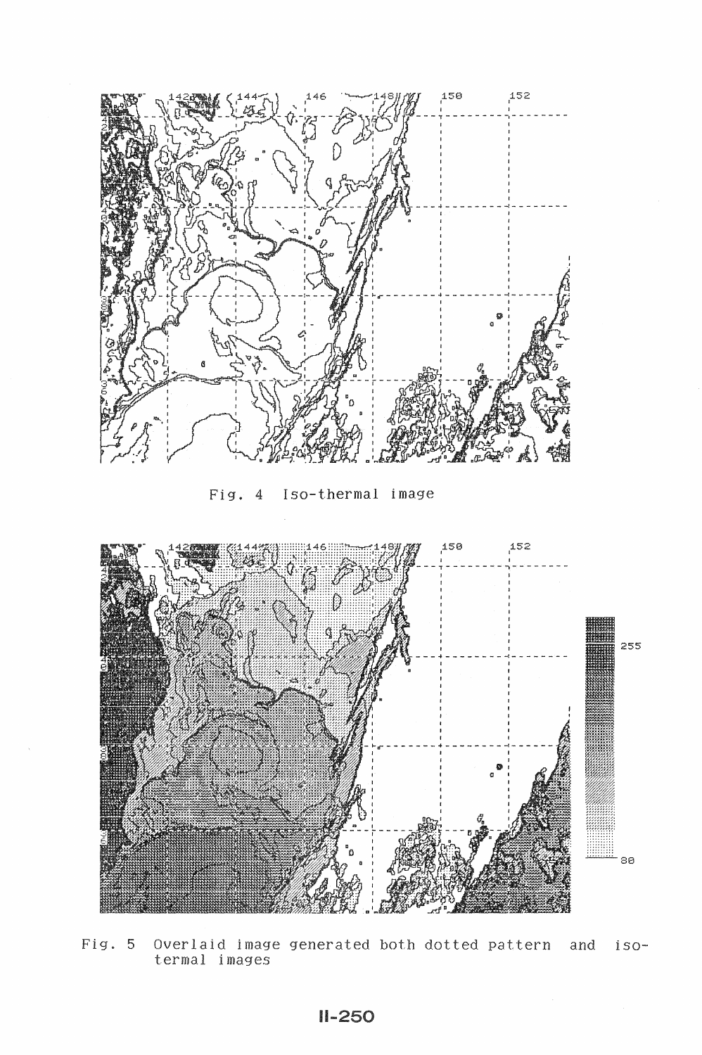Fig. 4 Iso-thermal image

Fig. 5 Overlaid image generated both dotted pattern and iso-thermal images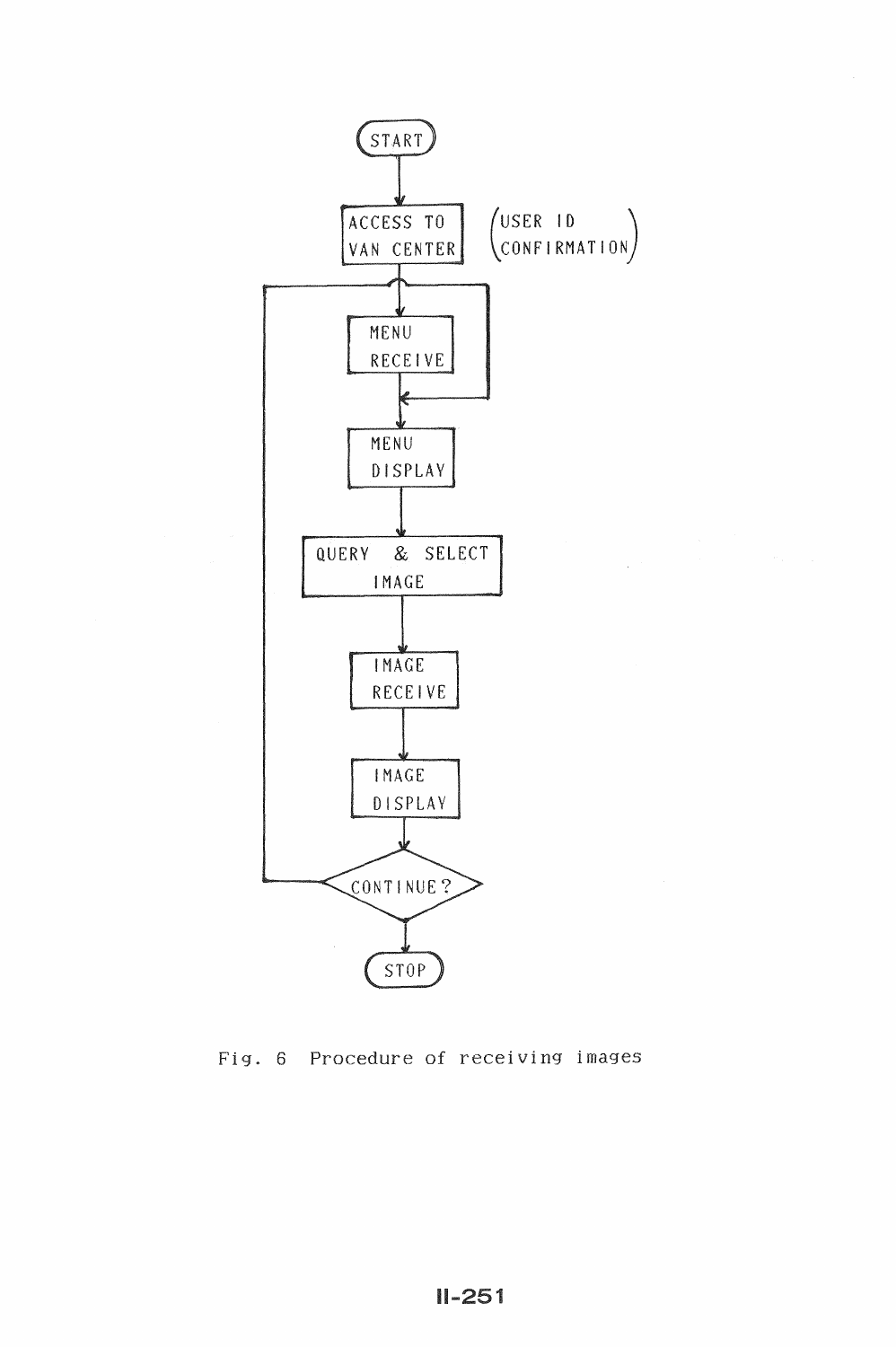START

ACCESS TO VAN CENTER

(USER ID CONFIRMATION)

MENU RECEIVE

MENU DISPLAY

QUERY & SELECT IMAGE

IMAGE RECEIVE

IMAGE DISPLAY

CONTINUE?

STOP

Fig. 6 Procedure of receiving images